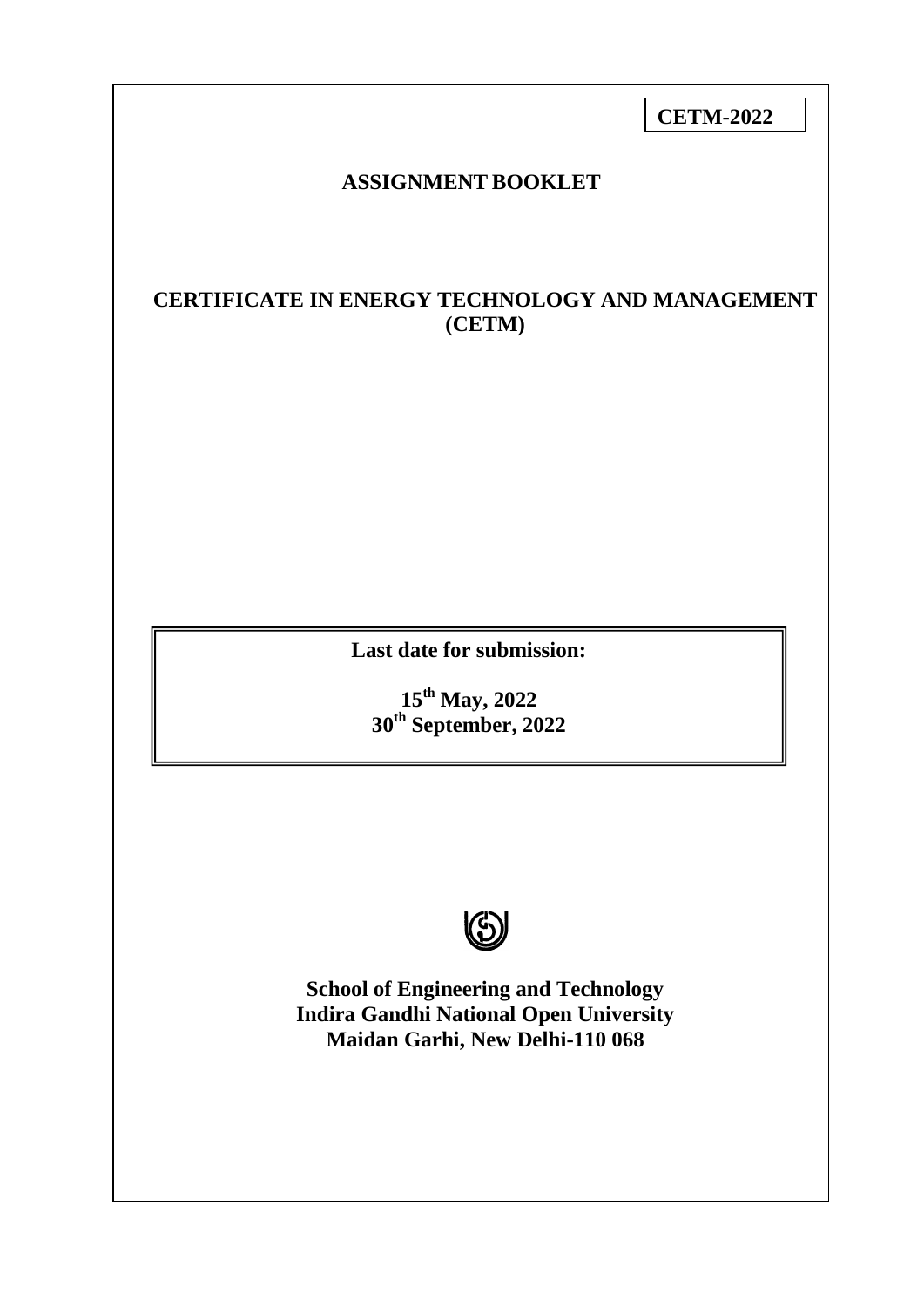**CETM-2022**

# ASSIGNMENT BOOKLET

## CERTIFICATE IN ENERGY TECHNOLOGY AND MANAGEMENT (CETM)

**Last date for submission:**

**15th May, 2022**
**30th September, 2022**

**School of Engineering and Technology**
**Indira Gandhi National Open University**
**Maidan Garhi, New Delhi-110 068**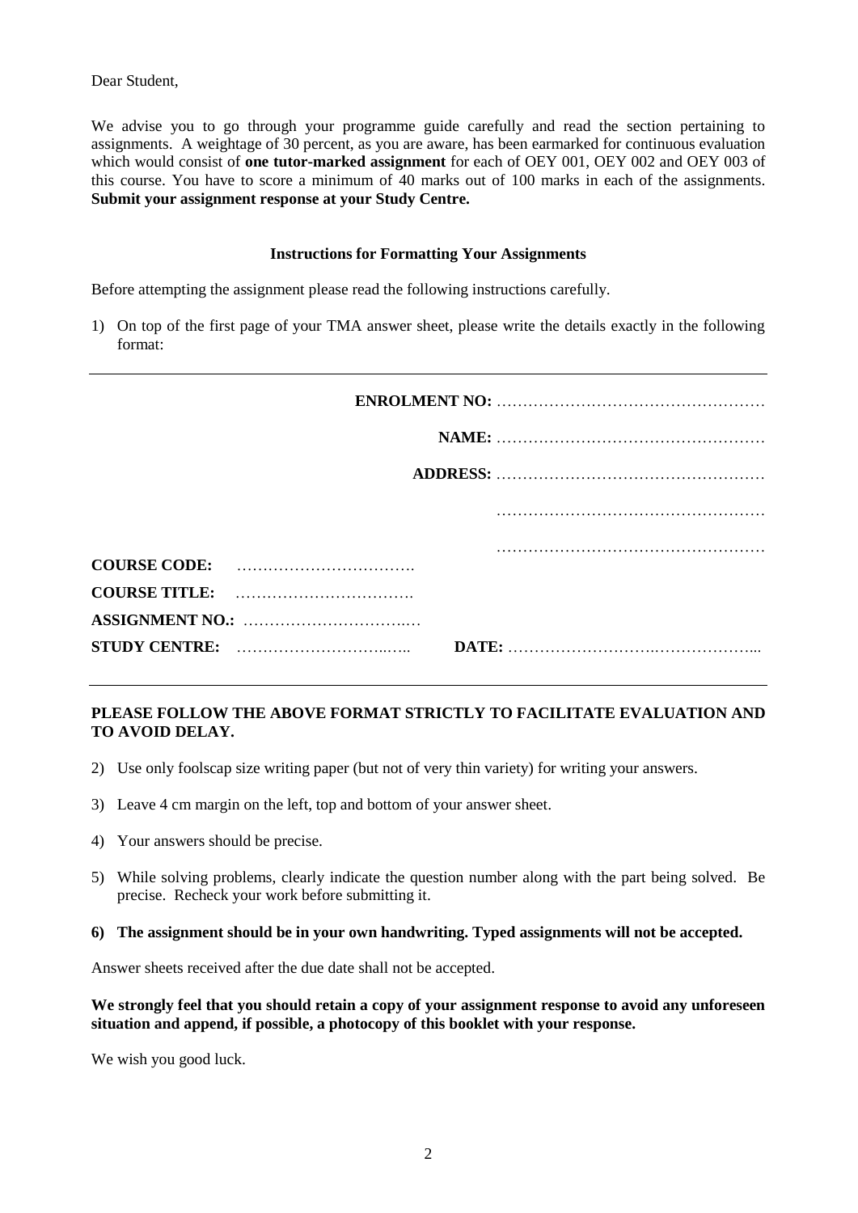Dear Student,

We advise you to go through your programme guide carefully and read the section pertaining to assignments. A weightage of 30 percent, as you are aware, has been earmarked for continuous evaluation which would consist of **one tutor-marked assignment** for each of OEY 001, OEY 002 and OEY 003 of this course. You have to score a minimum of 40 marks out of 100 marks in each of the assignments. **Submit your assignment response at your Study Centre.**

**Instructions for Formatting Your Assignments**

Before attempting the assignment please read the following instructions carefully.

1) On top of the first page of your TMA answer sheet, please write the details exactly in the following format:

---

**ENROLMENT NO:** ……………………………………………

**NAME:** ……………………………………………

**ADDRESS:** ……………………………………………

……………………………………………

……………………………………………

**COURSE CODE:** …………………………….

**COURSE TITLE:** …………………………….

**ASSIGNMENT NO.:** ……………………………

**STUDY CENTRE:** ………………………….….. **DATE:** ……………………….………………...

---

**PLEASE FOLLOW THE ABOVE FORMAT STRICTLY TO FACILITATE EVALUATION AND TO AVOID DELAY.**

2) Use only foolscap size writing paper (but not of very thin variety) for writing your answers.

3) Leave 4 cm margin on the left, top and bottom of your answer sheet.

4) Your answers should be precise.

5) While solving problems, clearly indicate the question number along with the part being solved. Be precise. Recheck your work before submitting it.

**6) The assignment should be in your own handwriting. Typed assignments will not be accepted.**

Answer sheets received after the due date shall not be accepted.

**We strongly feel that you should retain a copy of your assignment response to avoid any unforeseen situation and append, if possible, a photocopy of this booklet with your response.**

We wish you good luck.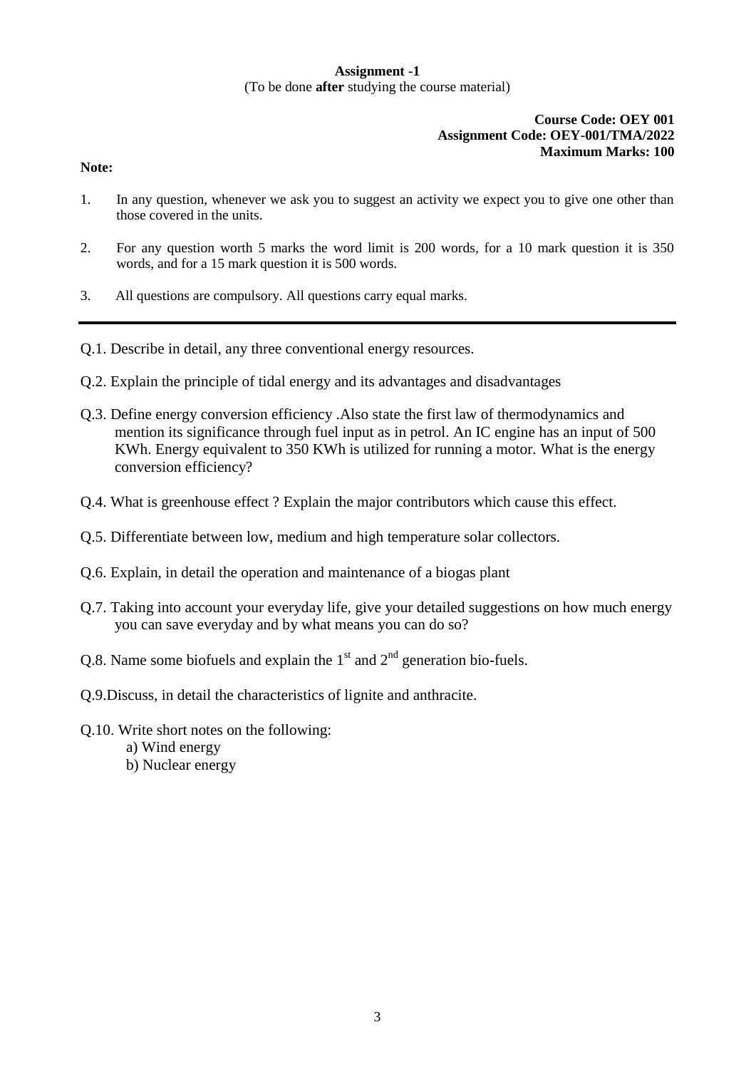**Assignment -1**

(To be done **after** studying the course material)

**Course Code: OEY 001**
**Assignment Code: OEY-001/TMA/2022**
**Maximum Marks: 100**

**Note:**

1. In any question, whenever we ask you to suggest an activity we expect you to give one other than those covered in the units.
2. For any question worth 5 marks the word limit is 200 words, for a 10 mark question it is 350 words, and for a 15 mark question it is 500 words.
3. All questions are compulsory. All questions carry equal marks.

---

Q.1. Describe in detail, any three conventional energy resources.

Q.2. Explain the principle of tidal energy and its advantages and disadvantages

Q.3. Define energy conversion efficiency .Also state the first law of thermodynamics and mention its significance through fuel input as in petrol. An IC engine has an input of 500 KWh. Energy equivalent to 350 KWh is utilized for running a motor. What is the energy conversion efficiency?

Q.4. What is greenhouse effect ? Explain the major contributors which cause this effect.

Q.5. Differentiate between low, medium and high temperature solar collectors.

Q.6. Explain, in detail the operation and maintenance of a biogas plant

Q.7. Taking into account your everyday life, give your detailed suggestions on how much energy you can save everyday and by what means you can do so?

Q.8. Name some biofuels and explain the $1^{st}$ and $2^{nd}$ generation bio-fuels.

Q.9.Discuss, in detail the characteristics of lignite and anthracite.

Q.10. Write short notes on the following:

a) Wind energy

b) Nuclear energy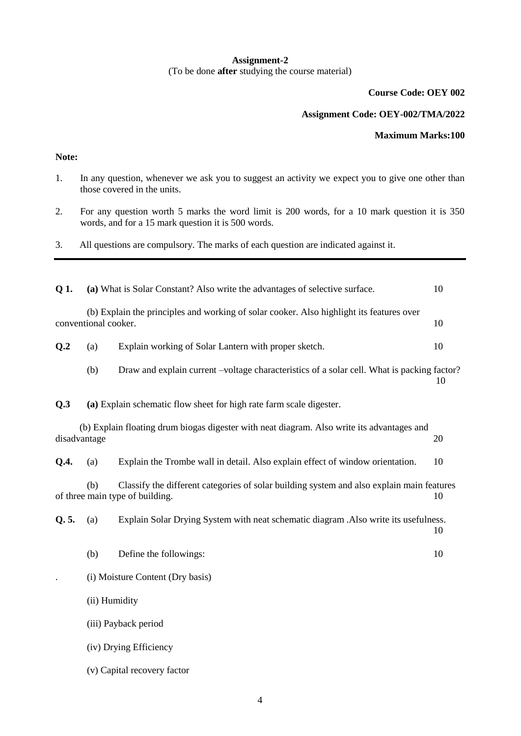**Assignment-2**

(To be done **after** studying the course material)

**Course Code: OEY 002**

**Assignment Code: OEY-002/TMA/2022**

**Maximum Marks:100**

**Note:**

1. In any question, whenever we ask you to suggest an activity we expect you to give one other than those covered in the units.
2. For any question worth 5 marks the word limit is 200 words, for a 10 mark question it is 350 words, and for a 15 mark question it is 500 words.
3. All questions are compulsory. The marks of each question are indicated against it.

---

**Q 1.** **(a)** What is Solar Constant? Also write the advantages of selective surface. 10

(b) Explain the principles and working of solar cooker. Also highlight its features over conventional cooker. 10

**Q.2** (a) Explain working of Solar Lantern with proper sketch. 10

(b) Draw and explain current –voltage characteristics of a solar cell. What is packing factor? 10

**Q.3** **(a)** Explain schematic flow sheet for high rate farm scale digester.

(b) Explain floating drum biogas digester with neat diagram. Also write its advantages and disadvantage 20

**Q.4.** (a) Explain the Trombe wall in detail. Also explain effect of window orientation. 10

(b) Classify the different categories of solar building system and also explain main features of three main type of building. 10

**Q. 5.** (a) Explain Solar Drying System with neat schematic diagram .Also write its usefulness. 10

(b) Define the followings: 10

(i) Moisture Content (Dry basis)

(ii) Humidity

(iii) Payback period

(iv) Drying Efficiency

(v) Capital recovery factor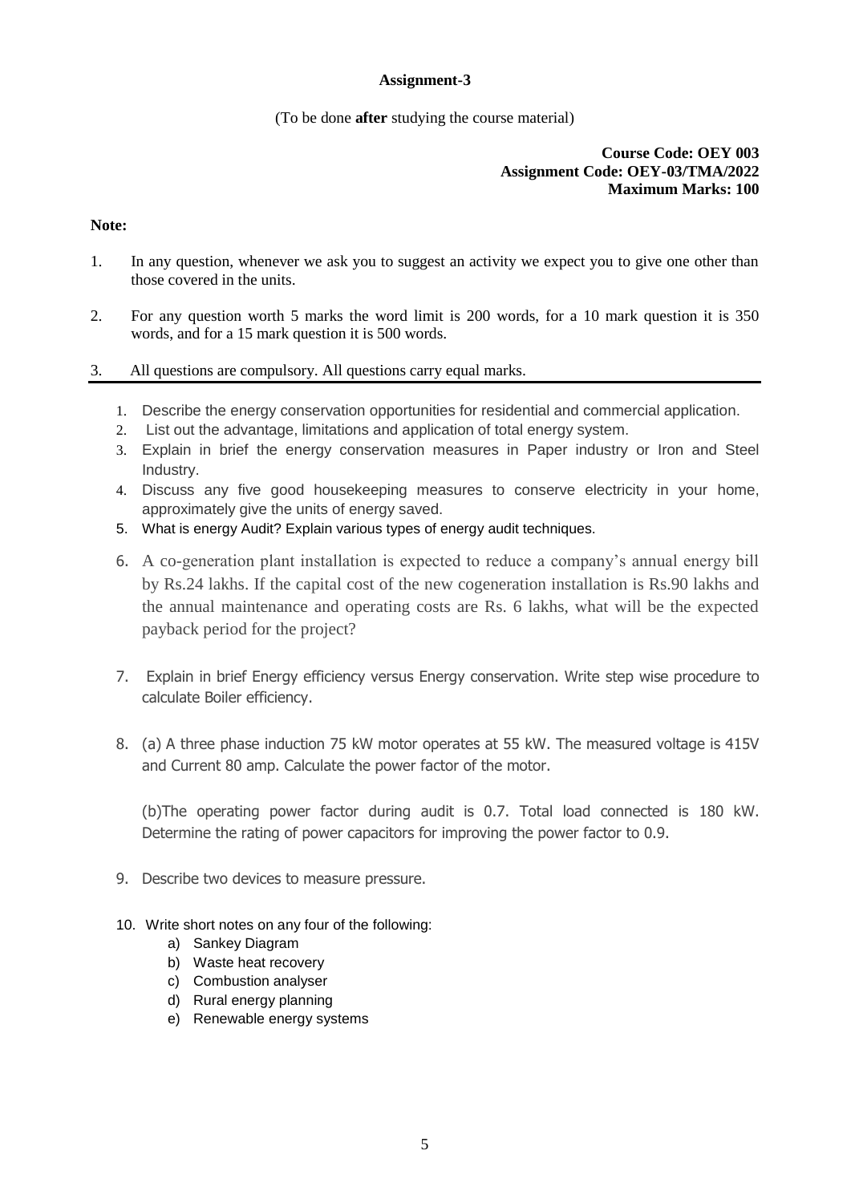**Assignment-3**

(To be done **after** studying the course material)

**Course Code: OEY 003**
**Assignment Code: OEY-03/TMA/2022**
**Maximum Marks: 100**

**Note:**

1. In any question, whenever we ask you to suggest an activity we expect you to give one other than those covered in the units.
2. For any question worth 5 marks the word limit is 200 words, for a 10 mark question it is 350 words, and for a 15 mark question it is 500 words.
3. All questions are compulsory. All questions carry equal marks.

---

1. Describe the energy conservation opportunities for residential and commercial application.
2. List out the advantage, limitations and application of total energy system.
3. Explain in brief the energy conservation measures in Paper industry or Iron and Steel Industry.
4. Discuss any five good housekeeping measures to conserve electricity in your home, approximately give the units of energy saved.
5. What is energy Audit? Explain various types of energy audit techniques.
6. A co-generation plant installation is expected to reduce a company's annual energy bill by Rs.24 lakhs. If the capital cost of the new cogeneration installation is Rs.90 lakhs and the annual maintenance and operating costs are Rs. 6 lakhs, what will be the expected payback period for the project?
7. Explain in brief Energy efficiency versus Energy conservation. Write step wise procedure to calculate Boiler efficiency.
8. (a) A three phase induction 75 kW motor operates at 55 kW. The measured voltage is 415V and Current 80 amp. Calculate the power factor of the motor.

   (b)The operating power factor during audit is 0.7. Total load connected is 180 kW. Determine the rating of power capacitors for improving the power factor to 0.9.
9. Describe two devices to measure pressure.
10. Write short notes on any four of the following:
    a) Sankey Diagram
    b) Waste heat recovery
    c) Combustion analyser
    d) Rural energy planning
    e) Renewable energy systems